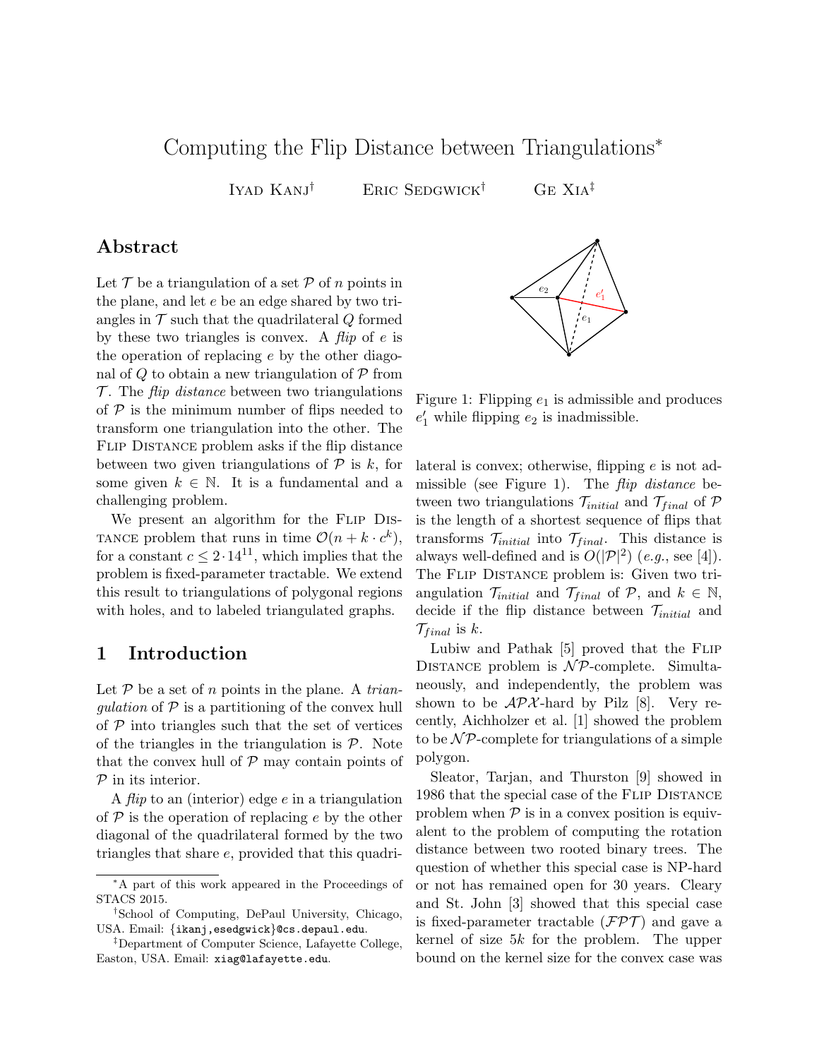# Computing the Flip Distance between Triangulations*

Iyad Kanj† Eric Sedgwick† Ge Xia‡

## Abstract

Let $\mathcal{T}$ be a triangulation of a set $\mathcal{P}$ of $n$ points in the plane, and let $e$ be an edge shared by two triangles in $\mathcal{T}$ such that the quadrilateral $Q$ formed by these two triangles is convex. A *flip* of $e$ is the operation of replacing $e$ by the other diagonal of $Q$ to obtain a new triangulation of $\mathcal{P}$ from $\mathcal{T}$. The *flip distance* between two triangulations of $\mathcal{P}$ is the minimum number of flips needed to transform one triangulation into the other. The Flip Distance problem asks if the flip distance between two given triangulations of $\mathcal{P}$ is $k$, for some given $k \in \mathbb{N}$. It is a fundamental and a challenging problem.

We present an algorithm for the Flip Distance problem that runs in time $\mathcal{O}(n + k \cdot c^k)$, for a constant $c \leq 2 \cdot 14^{11}$, which implies that the problem is fixed-parameter tractable. We extend this result to triangulations of polygonal regions with holes, and to labeled triangulated graphs.

## 1 Introduction

Let $\mathcal{P}$ be a set of $n$ points in the plane. A *triangulation* of $\mathcal{P}$ is a partitioning of the convex hull of $\mathcal{P}$ into triangles such that the set of vertices of the triangles in the triangulation is $\mathcal{P}$. Note that the convex hull of $\mathcal{P}$ may contain points of $\mathcal{P}$ in its interior.

A *flip* to an (interior) edge $e$ in a triangulation of $\mathcal{P}$ is the operation of replacing $e$ by the other diagonal of the quadrilateral formed by the two triangles that share $e$, provided that this quadrilateral is convex; otherwise, flipping $e$ is not admissible (see Figure 1). The *flip distance* between two triangulations $\mathcal{T}_{initial}$ and $\mathcal{T}_{final}$ of $\mathcal{P}$ is the length of a shortest sequence of flips that transforms $\mathcal{T}_{initial}$ into $\mathcal{T}_{final}$. This distance is always well-defined and is $O(|\mathcal{P}|^2)$ (*e.g.*, see [4]). The Flip Distance problem is: Given two triangulation $\mathcal{T}_{initial}$ and $\mathcal{T}_{final}$ of $\mathcal{P}$, and $k \in \mathbb{N}$, decide if the flip distance between $\mathcal{T}_{initial}$ and $\mathcal{T}_{final}$ is $k$.

Figure 1: Flipping $e_1$ is admissible and produces $e_1'$ while flipping $e_2$ is inadmissible.

Lubiw and Pathak [5] proved that the Flip Distance problem is $\mathcal{NP}$-complete. Simultaneously, and independently, the problem was shown to be $\mathcal{APX}$-hard by Pilz [8]. Very recently, Aichholzer et al. [1] showed the problem to be $\mathcal{NP}$-complete for triangulations of a simple polygon.

Sleator, Tarjan, and Thurston [9] showed in 1986 that the special case of the Flip Distance problem when $\mathcal{P}$ is in a convex position is equivalent to the problem of computing the rotation distance between two rooted binary trees. The question of whether this special case is NP-hard or not has remained open for 30 years. Cleary and St. John [3] showed that this special case is fixed-parameter tractable ($\mathcal{FPT}$) and gave a kernel of size $5k$ for the problem. The upper bound on the kernel size for the convex case was

*A part of this work appeared in the Proceedings of STACS 2015.

†School of Computing, DePaul University, Chicago, USA. Email: {ikanj,esedgwick}@cs.depaul.edu.

‡Department of Computer Science, Lafayette College, Easton, USA. Email: xiag@lafayette.edu.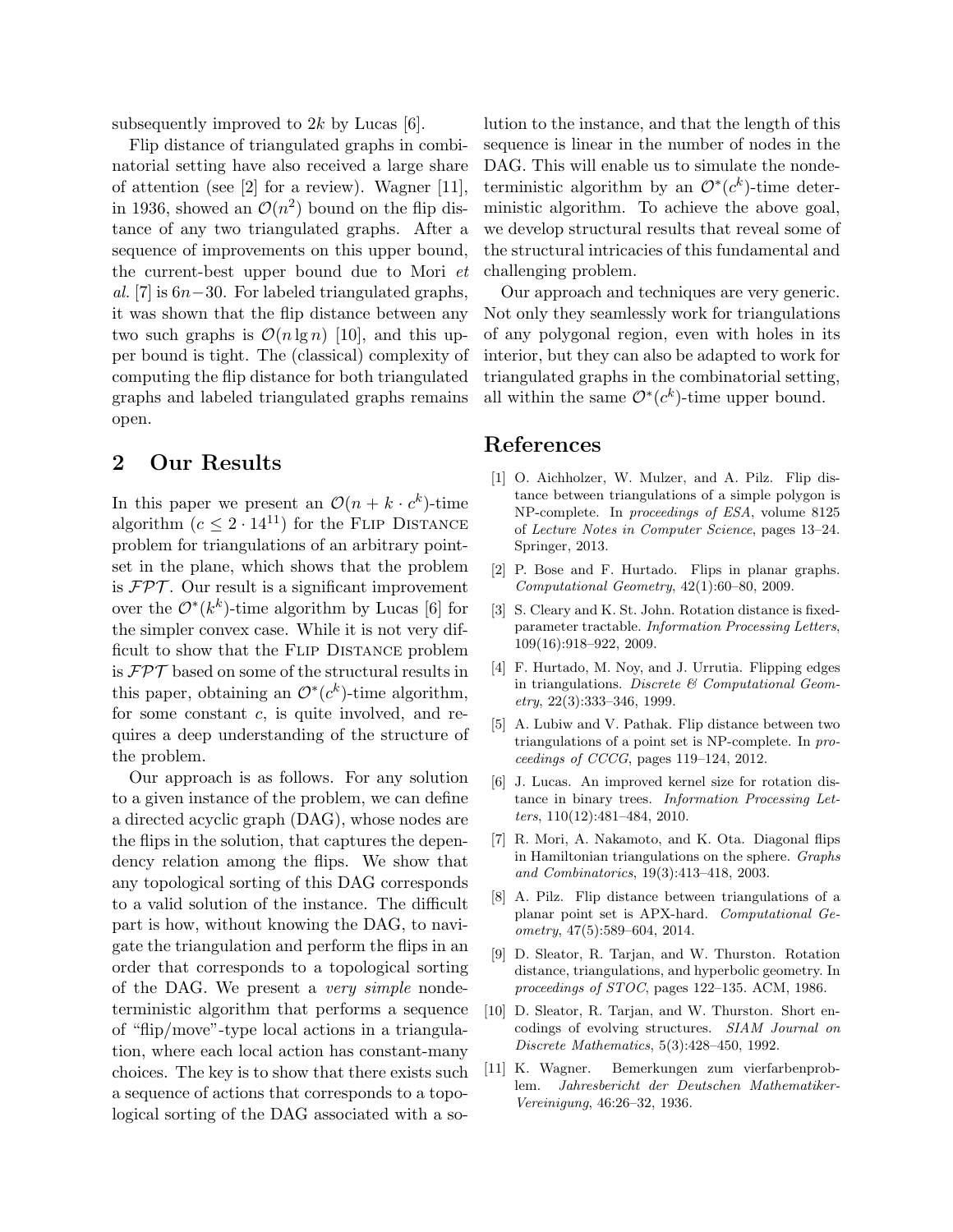subsequently improved to $2k$ by Lucas [6].

Flip distance of triangulated graphs in combinatorial setting have also received a large share of attention (see [2] for a review). Wagner [11], in 1936, showed an $\mathcal{O}(n^2)$ bound on the flip distance of any two triangulated graphs. After a sequence of improvements on this upper bound, the current-best upper bound due to Mori *et al.* [7] is $6n-30$. For labeled triangulated graphs, it was shown that the flip distance between any two such graphs is $\mathcal{O}(n \lg n)$ [10], and this upper bound is tight. The (classical) complexity of computing the flip distance for both triangulated graphs and labeled triangulated graphs remains open.

## 2 Our Results

In this paper we present an $\mathcal{O}(n + k \cdot c^k)$-time algorithm ($c \leq 2 \cdot 14^{11}$) for the Flip Distance problem for triangulations of an arbitrary point-set in the plane, which shows that the problem is $\mathcal{FPT}$. Our result is a significant improvement over the $\mathcal{O}^*(k^k)$-time algorithm by Lucas [6] for the simpler convex case. While it is not very difficult to show that the Flip Distance problem is $\mathcal{FPT}$ based on some of the structural results in this paper, obtaining an $\mathcal{O}^*(c^k)$-time algorithm, for some constant $c$, is quite involved, and requires a deep understanding of the structure of the problem.

Our approach is as follows. For any solution to a given instance of the problem, we can define a directed acyclic graph (DAG), whose nodes are the flips in the solution, that captures the dependency relation among the flips. We show that any topological sorting of this DAG corresponds to a valid solution of the instance. The difficult part is how, without knowing the DAG, to navigate the triangulation and perform the flips in an order that corresponds to a topological sorting of the DAG. We present a *very simple* nondeterministic algorithm that performs a sequence of "flip/move"-type local actions in a triangulation, where each local action has constant-many choices. The key is to show that there exists such a sequence of actions that corresponds to a topological sorting of the DAG associated with a solution to the instance, and that the length of this sequence is linear in the number of nodes in the DAG. This will enable us to simulate the nondeterministic algorithm by an $\mathcal{O}^*(c^k)$-time deterministic algorithm. To achieve the above goal, we develop structural results that reveal some of the structural intricacies of this fundamental and challenging problem.

Our approach and techniques are very generic. Not only they seamlessly work for triangulations of any polygonal region, even with holes in its interior, but they can also be adapted to work for triangulated graphs in the combinatorial setting, all within the same $\mathcal{O}^*(c^k)$-time upper bound.

## References

[1] O. Aichholzer, W. Mulzer, and A. Pilz. Flip distance between triangulations of a simple polygon is NP-complete. In *proceedings of ESA*, volume 8125 of *Lecture Notes in Computer Science*, pages 13–24. Springer, 2013.

[2] P. Bose and F. Hurtado. Flips in planar graphs. *Computational Geometry*, 42(1):60–80, 2009.

[3] S. Cleary and K. St. John. Rotation distance is fixed-parameter tractable. *Information Processing Letters*, 109(16):918–922, 2009.

[4] F. Hurtado, M. Noy, and J. Urrutia. Flipping edges in triangulations. *Discrete & Computational Geometry*, 22(3):333–346, 1999.

[5] A. Lubiw and V. Pathak. Flip distance between two triangulations of a point set is NP-complete. In *proceedings of CCCG*, pages 119–124, 2012.

[6] J. Lucas. An improved kernel size for rotation distance in binary trees. *Information Processing Letters*, 110(12):481–484, 2010.

[7] R. Mori, A. Nakamoto, and K. Ota. Diagonal flips in Hamiltonian triangulations on the sphere. *Graphs and Combinatorics*, 19(3):413–418, 2003.

[8] A. Pilz. Flip distance between triangulations of a planar point set is APX-hard. *Computational Geometry*, 47(5):589–604, 2014.

[9] D. Sleator, R. Tarjan, and W. Thurston. Rotation distance, triangulations, and hyperbolic geometry. In *proceedings of STOC*, pages 122–135. ACM, 1986.

[10] D. Sleator, R. Tarjan, and W. Thurston. Short encodings of evolving structures. *SIAM Journal on Discrete Mathematics*, 5(3):428–450, 1992.

[11] K. Wagner. Bemerkungen zum vierfarbenproblem. *Jahresbericht der Deutschen Mathematiker-Vereinigung*, 46:26–32, 1936.